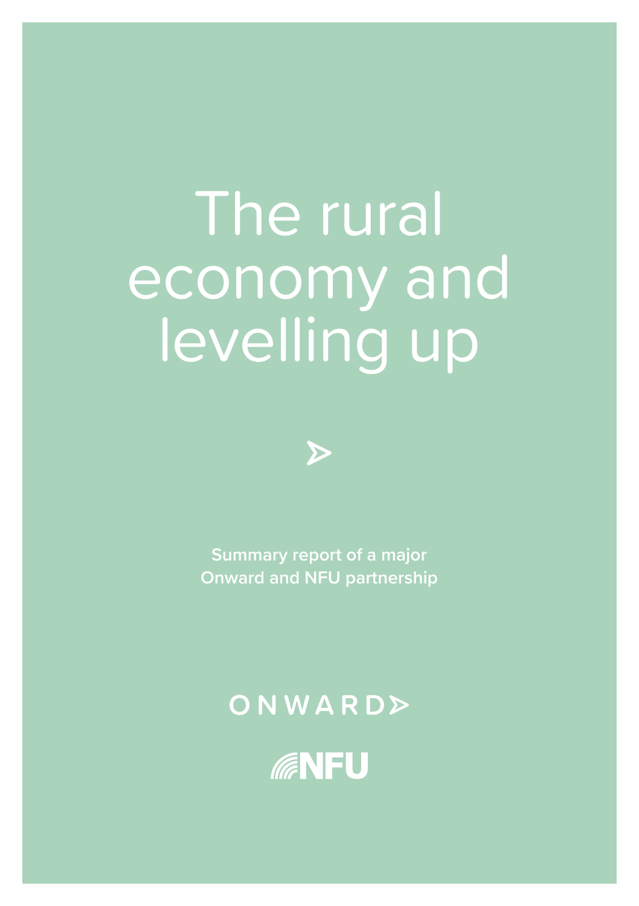# The rural economy and levelling up

**Summary report of a major Onward and NFU partnership**

ONWARD

NFU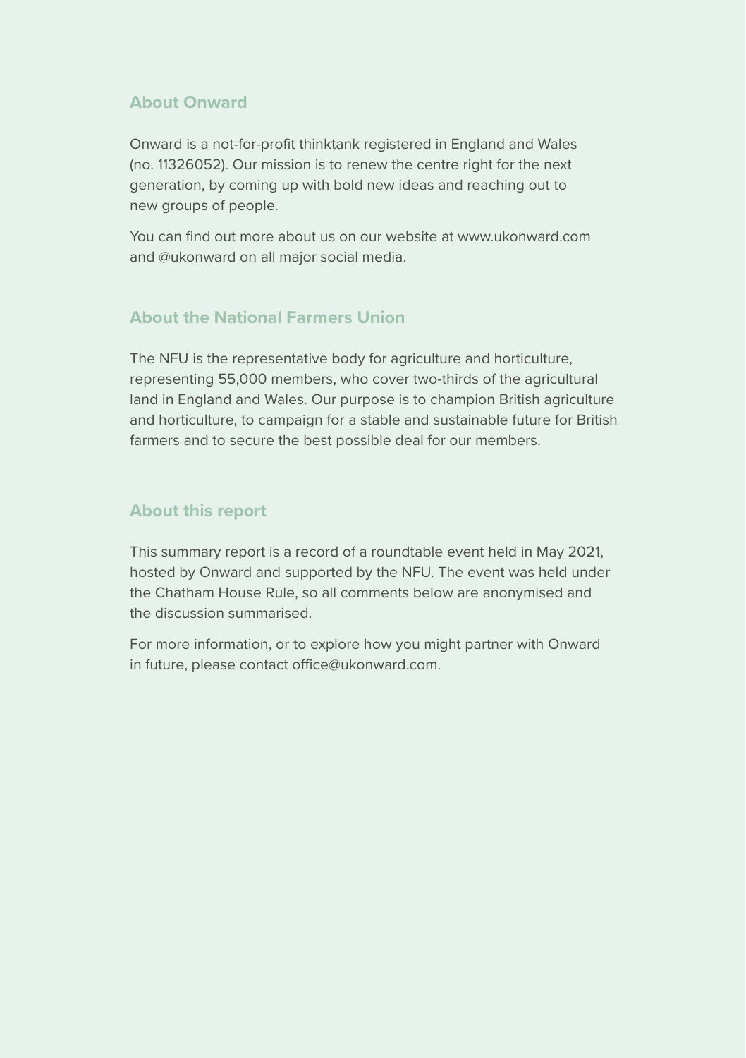## About Onward

Onward is a not-for-profit thinktank registered in England and Wales (no. 11326052). Our mission is to renew the centre right for the next generation, by coming up with bold new ideas and reaching out to new groups of people.

You can find out more about us on our website at www.ukonward.com and @ukonward on all major social media.

## About the National Farmers Union

The NFU is the representative body for agriculture and horticulture, representing 55,000 members, who cover two-thirds of the agricultural land in England and Wales. Our purpose is to champion British agriculture and horticulture, to campaign for a stable and sustainable future for British farmers and to secure the best possible deal for our members.

## About this report

This summary report is a record of a roundtable event held in May 2021, hosted by Onward and supported by the NFU. The event was held under the Chatham House Rule, so all comments below are anonymised and the discussion summarised.

For more information, or to explore how you might partner with Onward in future, please contact office@ukonward.com.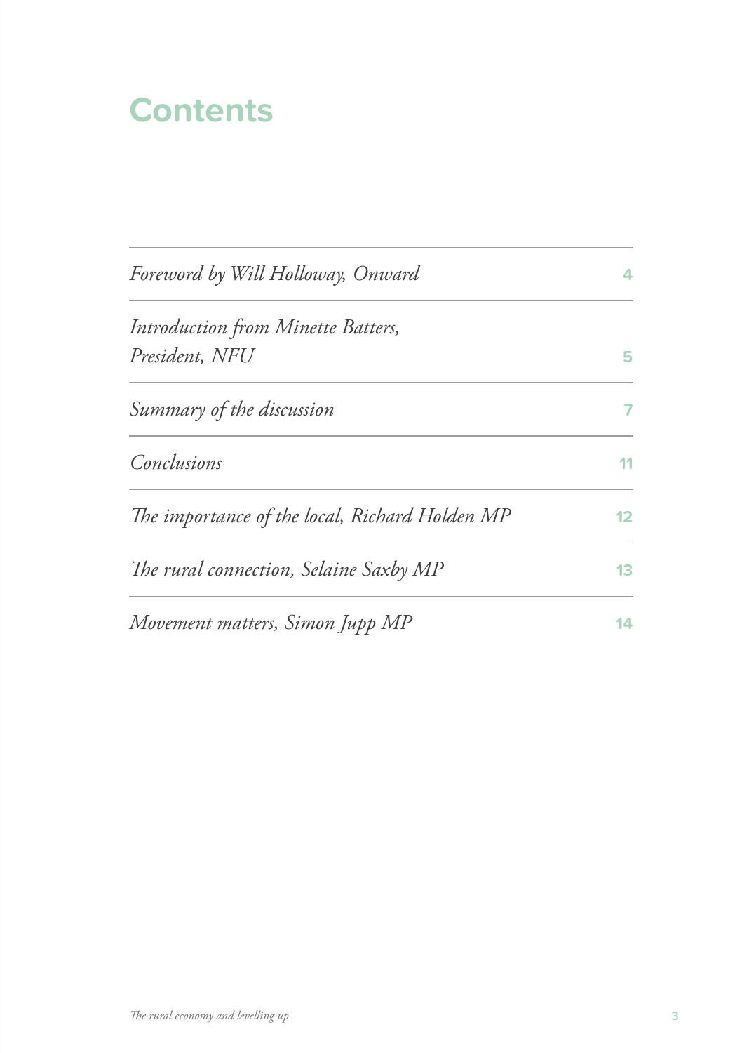# Contents

| | |
|---|---|
| *Foreword by Will Holloway, Onward* | 4 |
| *Introduction from Minette Batters, President, NFU* | 5 |
| *Summary of the discussion* | 7 |
| *Conclusions* | 11 |
| *The importance of the local, Richard Holden MP* | 12 |
| *The rural connection, Selaine Saxby MP* | 13 |
| *Movement matters, Simon Jupp MP* | 14 |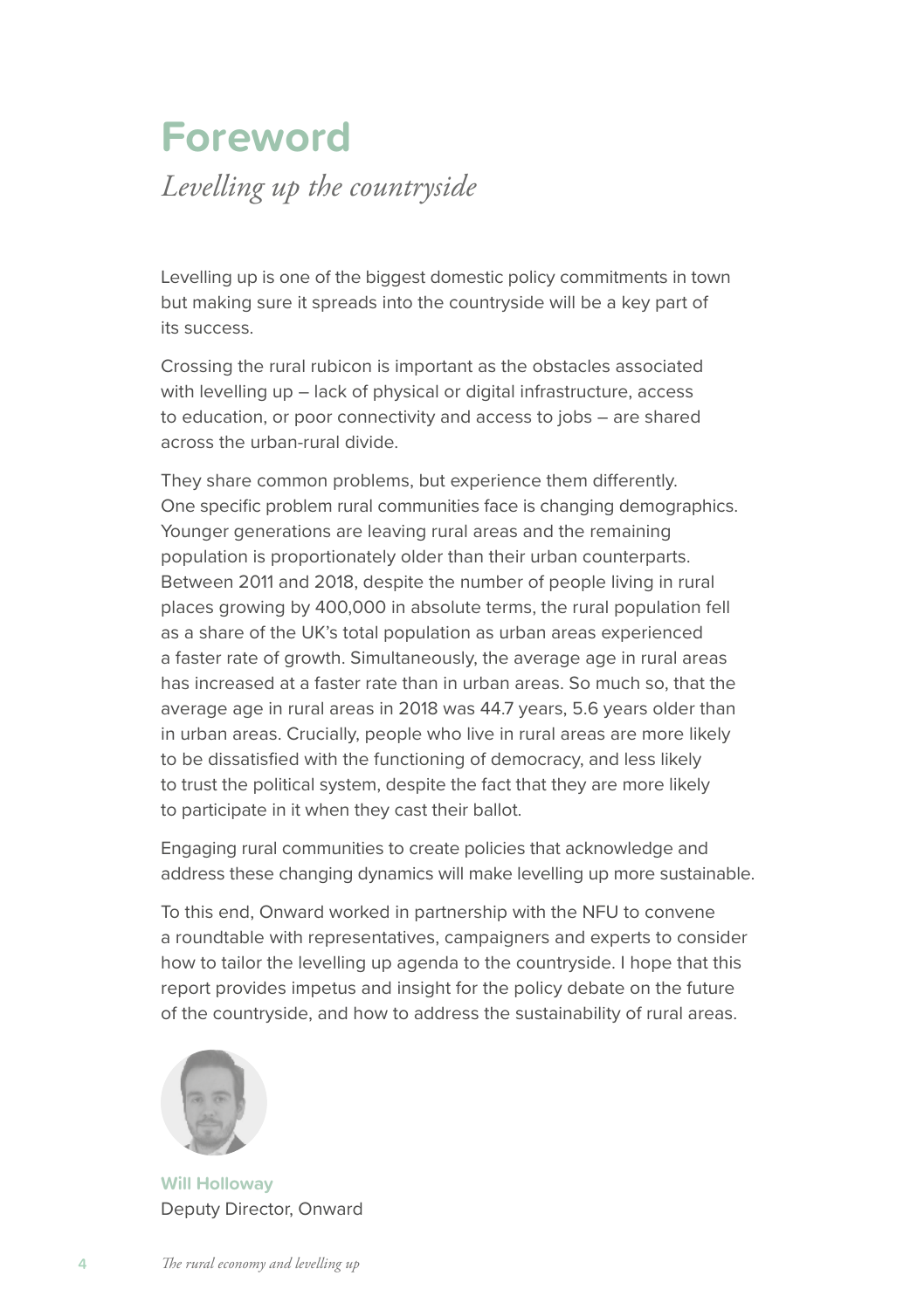# Foreword

*Levelling up the countryside*

Levelling up is one of the biggest domestic policy commitments in town but making sure it spreads into the countryside will be a key part of its success.

Crossing the rural rubicon is important as the obstacles associated with levelling up – lack of physical or digital infrastructure, access to education, or poor connectivity and access to jobs – are shared across the urban-rural divide.

They share common problems, but experience them differently. One specific problem rural communities face is changing demographics. Younger generations are leaving rural areas and the remaining population is proportionately older than their urban counterparts. Between 2011 and 2018, despite the number of people living in rural places growing by 400,000 in absolute terms, the rural population fell as a share of the UK's total population as urban areas experienced a faster rate of growth. Simultaneously, the average age in rural areas has increased at a faster rate than in urban areas. So much so, that the average age in rural areas in 2018 was 44.7 years, 5.6 years older than in urban areas. Crucially, people who live in rural areas are more likely to be dissatisfied with the functioning of democracy, and less likely to trust the political system, despite the fact that they are more likely to participate in it when they cast their ballot.

Engaging rural communities to create policies that acknowledge and address these changing dynamics will make levelling up more sustainable.

To this end, Onward worked in partnership with the NFU to convene a roundtable with representatives, campaigners and experts to consider how to tailor the levelling up agenda to the countryside. I hope that this report provides impetus and insight for the policy debate on the future of the countryside, and how to address the sustainability of rural areas.

**Will Holloway**
Deputy Director, Onward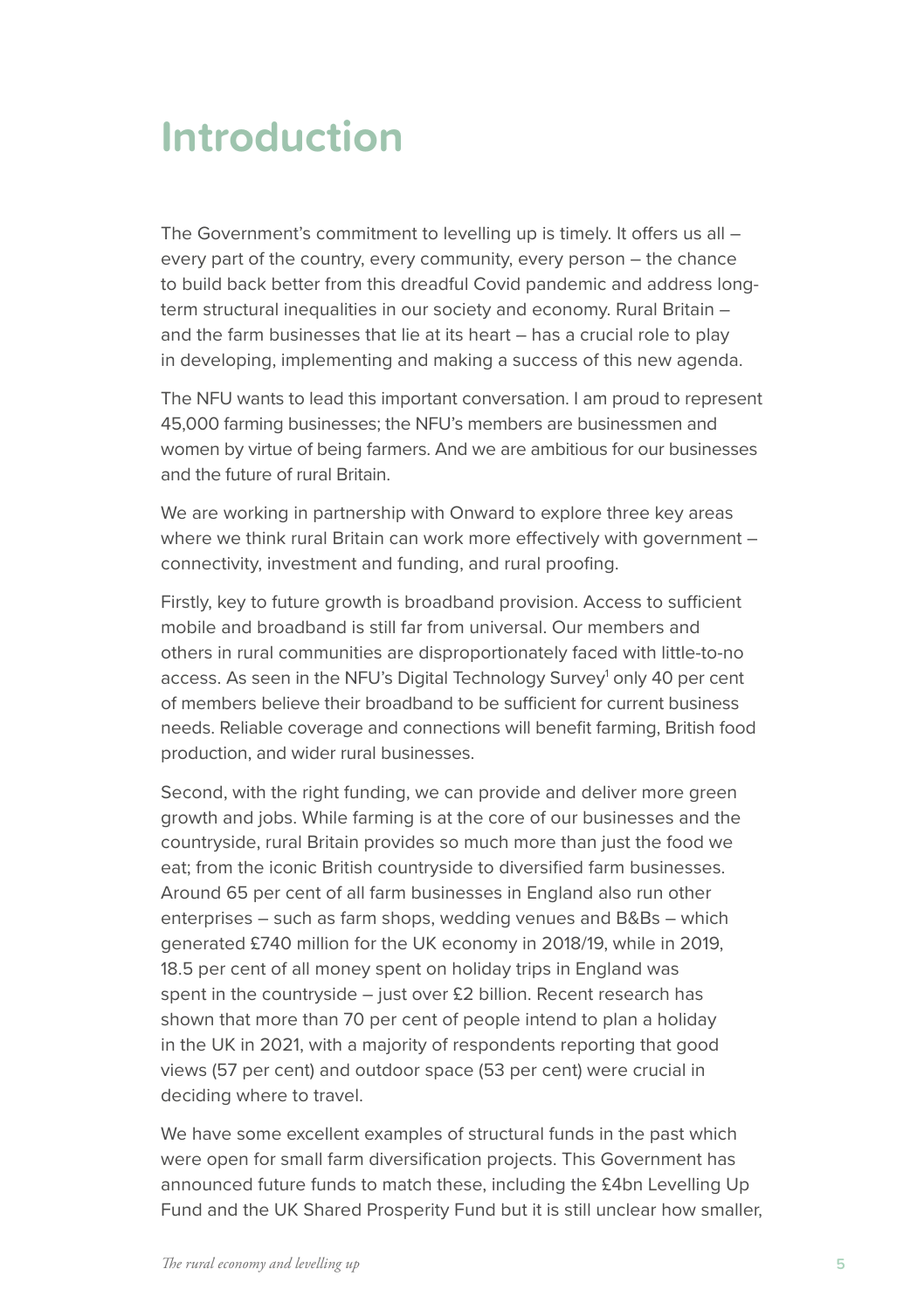# Introduction

The Government's commitment to levelling up is timely. It offers us all – every part of the country, every community, every person – the chance to build back better from this dreadful Covid pandemic and address long-term structural inequalities in our society and economy. Rural Britain – and the farm businesses that lie at its heart – has a crucial role to play in developing, implementing and making a success of this new agenda.

The NFU wants to lead this important conversation. I am proud to represent 45,000 farming businesses; the NFU's members are businessmen and women by virtue of being farmers. And we are ambitious for our businesses and the future of rural Britain.

We are working in partnership with Onward to explore three key areas where we think rural Britain can work more effectively with government – connectivity, investment and funding, and rural proofing.

Firstly, key to future growth is broadband provision. Access to sufficient mobile and broadband is still far from universal. Our members and others in rural communities are disproportionately faced with little-to-no access. As seen in the NFU's Digital Technology Survey[1] only 40 per cent of members believe their broadband to be sufficient for current business needs. Reliable coverage and connections will benefit farming, British food production, and wider rural businesses.

Second, with the right funding, we can provide and deliver more green growth and jobs. While farming is at the core of our businesses and the countryside, rural Britain provides so much more than just the food we eat; from the iconic British countryside to diversified farm businesses. Around 65 per cent of all farm businesses in England also run other enterprises – such as farm shops, wedding venues and B&Bs – which generated £740 million for the UK economy in 2018/19, while in 2019, 18.5 per cent of all money spent on holiday trips in England was spent in the countryside – just over £2 billion. Recent research has shown that more than 70 per cent of people intend to plan a holiday in the UK in 2021, with a majority of respondents reporting that good views (57 per cent) and outdoor space (53 per cent) were crucial in deciding where to travel.

We have some excellent examples of structural funds in the past which were open for small farm diversification projects. This Government has announced future funds to match these, including the £4bn Levelling Up Fund and the UK Shared Prosperity Fund but it is still unclear how smaller,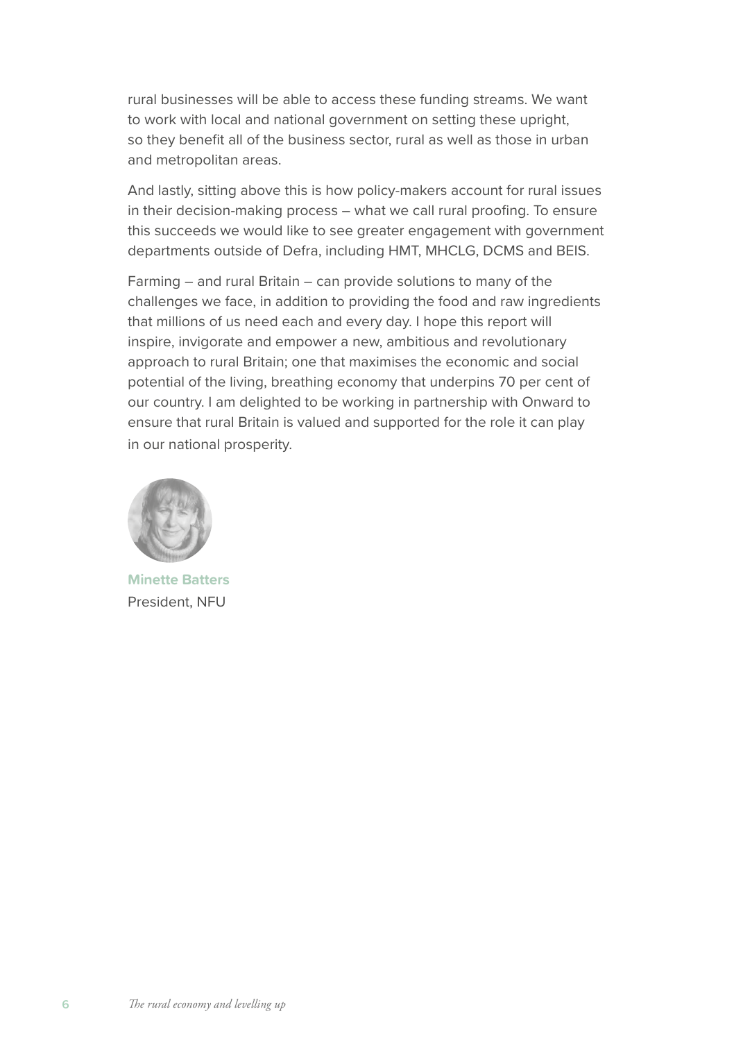rural businesses will be able to access these funding streams. We want to work with local and national government on setting these upright, so they benefit all of the business sector, rural as well as those in urban and metropolitan areas.

And lastly, sitting above this is how policy-makers account for rural issues in their decision-making process – what we call rural proofing. To ensure this succeeds we would like to see greater engagement with government departments outside of Defra, including HMT, MHCLG, DCMS and BEIS.

Farming – and rural Britain – can provide solutions to many of the challenges we face, in addition to providing the food and raw ingredients that millions of us need each and every day. I hope this report will inspire, invigorate and empower a new, ambitious and revolutionary approach to rural Britain; one that maximises the economic and social potential of the living, breathing economy that underpins 70 per cent of our country. I am delighted to be working in partnership with Onward to ensure that rural Britain is valued and supported for the role it can play in our national prosperity.

**Minette Batters**
President, NFU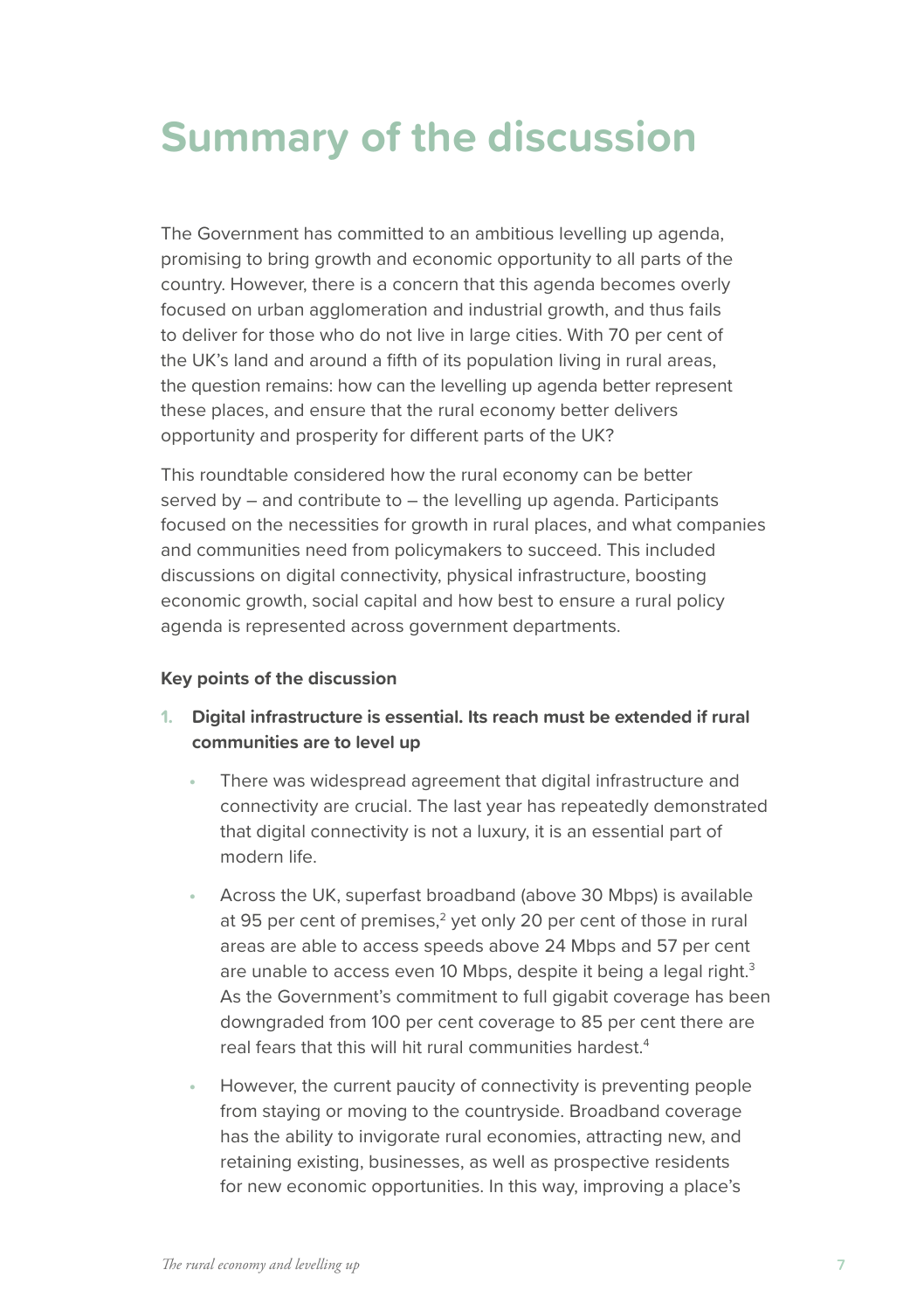# Summary of the discussion

The Government has committed to an ambitious levelling up agenda, promising to bring growth and economic opportunity to all parts of the country. However, there is a concern that this agenda becomes overly focused on urban agglomeration and industrial growth, and thus fails to deliver for those who do not live in large cities. With 70 per cent of the UK's land and around a fifth of its population living in rural areas, the question remains: how can the levelling up agenda better represent these places, and ensure that the rural economy better delivers opportunity and prosperity for different parts of the UK?

This roundtable considered how the rural economy can be better served by – and contribute to – the levelling up agenda. Participants focused on the necessities for growth in rural places, and what companies and communities need from policymakers to succeed. This included discussions on digital connectivity, physical infrastructure, boosting economic growth, social capital and how best to ensure a rural policy agenda is represented across government departments.

**Key points of the discussion**

1. **Digital infrastructure is essential. Its reach must be extended if rural communities are to level up**

   - There was widespread agreement that digital infrastructure and connectivity are crucial. The last year has repeatedly demonstrated that digital connectivity is not a luxury, it is an essential part of modern life.
   - Across the UK, superfast broadband (above 30 Mbps) is available at 95 per cent of premises,[2] yet only 20 per cent of those in rural areas are able to access speeds above 24 Mbps and 57 per cent are unable to access even 10 Mbps, despite it being a legal right.[3] As the Government's commitment to full gigabit coverage has been downgraded from 100 per cent coverage to 85 per cent there are real fears that this will hit rural communities hardest.[4]
   - However, the current paucity of connectivity is preventing people from staying or moving to the countryside. Broadband coverage has the ability to invigorate rural economies, attracting new, and retaining existing, businesses, as well as prospective residents for new economic opportunities. In this way, improving a place's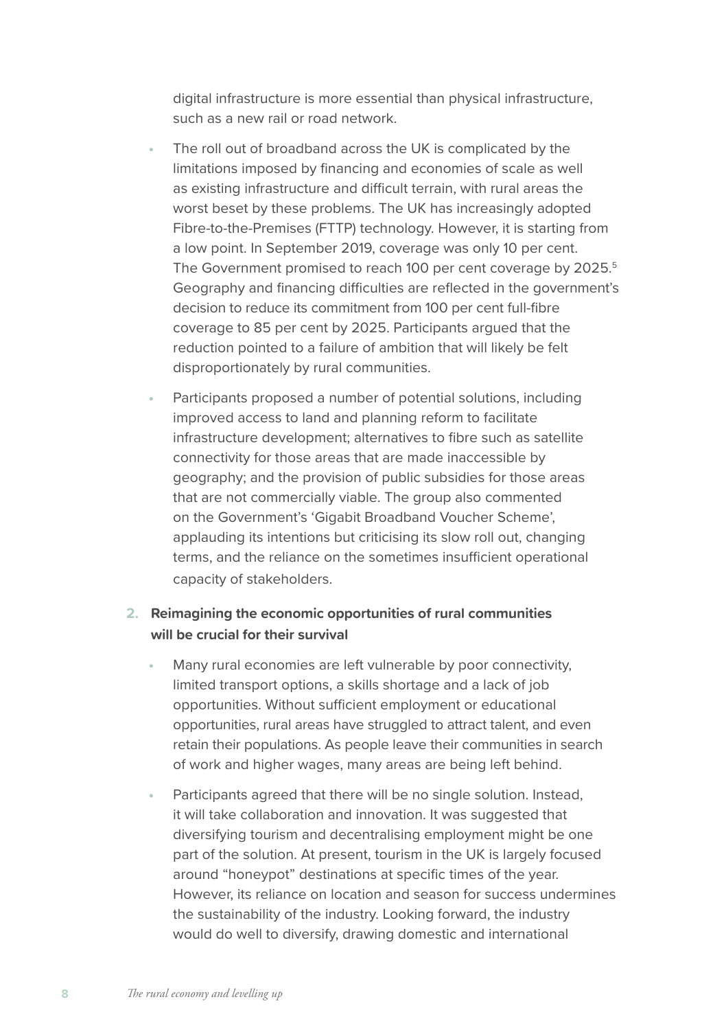digital infrastructure is more essential than physical infrastructure, such as a new rail or road network.

- The roll out of broadband across the UK is complicated by the limitations imposed by financing and economies of scale as well as existing infrastructure and difficult terrain, with rural areas the worst beset by these problems. The UK has increasingly adopted Fibre-to-the-Premises (FTTP) technology. However, it is starting from a low point. In September 2019, coverage was only 10 per cent. The Government promised to reach 100 per cent coverage by 2025.[5] Geography and financing difficulties are reflected in the government's decision to reduce its commitment from 100 per cent full-fibre coverage to 85 per cent by 2025. Participants argued that the reduction pointed to a failure of ambition that will likely be felt disproportionately by rural communities.
- Participants proposed a number of potential solutions, including improved access to land and planning reform to facilitate infrastructure development; alternatives to fibre such as satellite connectivity for those areas that are made inaccessible by geography; and the provision of public subsidies for those areas that are not commercially viable. The group also commented on the Government's 'Gigabit Broadband Voucher Scheme', applauding its intentions but criticising its slow roll out, changing terms, and the reliance on the sometimes insufficient operational capacity of stakeholders.

2. **Reimagining the economic opportunities of rural communities will be crucial for their survival**

   - Many rural economies are left vulnerable by poor connectivity, limited transport options, a skills shortage and a lack of job opportunities. Without sufficient employment or educational opportunities, rural areas have struggled to attract talent, and even retain their populations. As people leave their communities in search of work and higher wages, many areas are being left behind.
   - Participants agreed that there will be no single solution. Instead, it will take collaboration and innovation. It was suggested that diversifying tourism and decentralising employment might be one part of the solution. At present, tourism in the UK is largely focused around "honeypot" destinations at specific times of the year. However, its reliance on location and season for success undermines the sustainability of the industry. Looking forward, the industry would do well to diversify, drawing domestic and international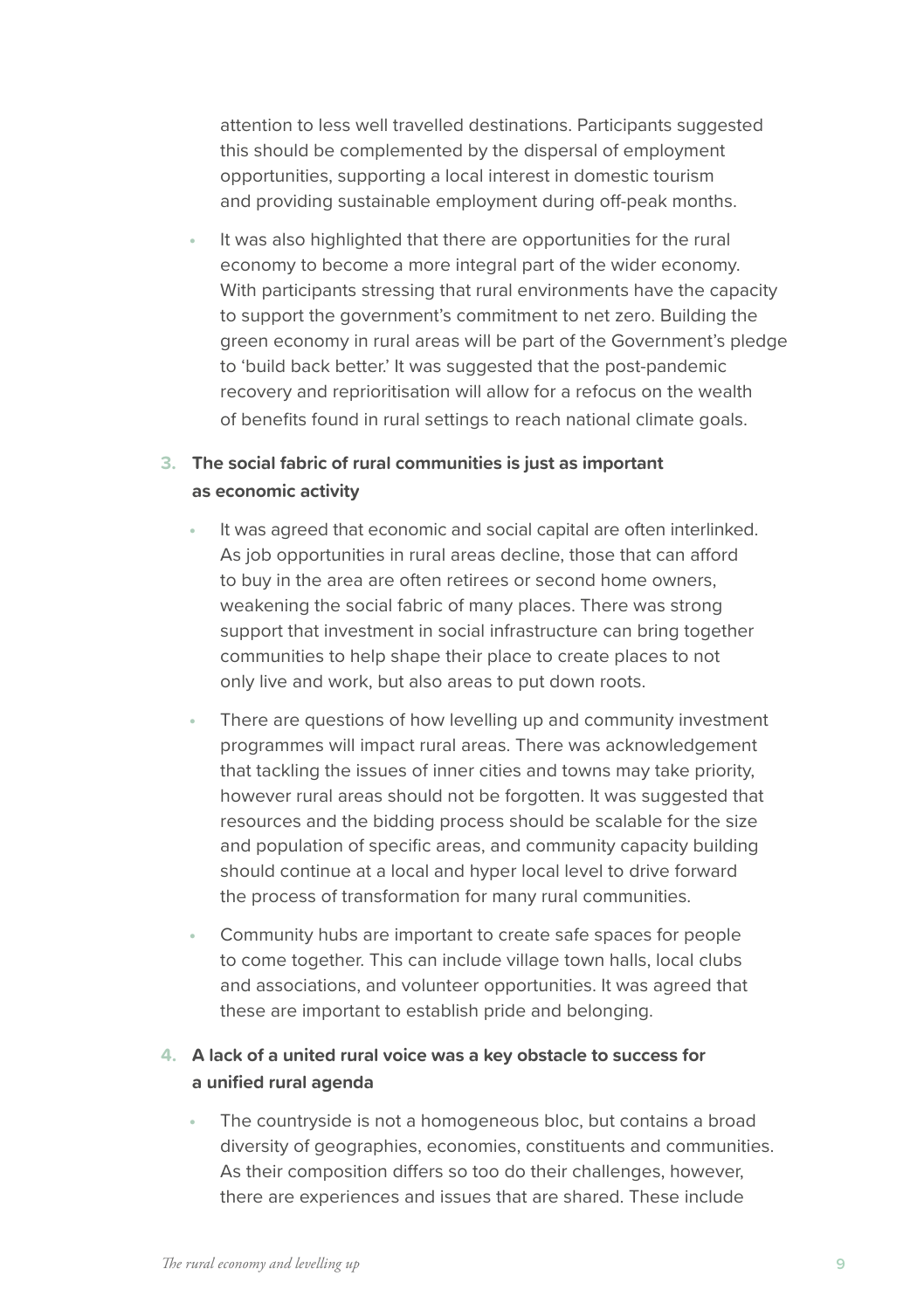attention to less well travelled destinations. Participants suggested this should be complemented by the dispersal of employment opportunities, supporting a local interest in domestic tourism and providing sustainable employment during off-peak months.

- It was also highlighted that there are opportunities for the rural economy to become a more integral part of the wider economy. With participants stressing that rural environments have the capacity to support the government's commitment to net zero. Building the green economy in rural areas will be part of the Government's pledge to 'build back better.' It was suggested that the post-pandemic recovery and reprioritisation will allow for a refocus on the wealth of benefits found in rural settings to reach national climate goals.

3. **The social fabric of rural communities is just as important as economic activity**

   - It was agreed that economic and social capital are often interlinked. As job opportunities in rural areas decline, those that can afford to buy in the area are often retirees or second home owners, weakening the social fabric of many places. There was strong support that investment in social infrastructure can bring together communities to help shape their place to create places to not only live and work, but also areas to put down roots.
   - There are questions of how levelling up and community investment programmes will impact rural areas. There was acknowledgement that tackling the issues of inner cities and towns may take priority, however rural areas should not be forgotten. It was suggested that resources and the bidding process should be scalable for the size and population of specific areas, and community capacity building should continue at a local and hyper local level to drive forward the process of transformation for many rural communities.
   - Community hubs are important to create safe spaces for people to come together. This can include village town halls, local clubs and associations, and volunteer opportunities. It was agreed that these are important to establish pride and belonging.

4. **A lack of a united rural voice was a key obstacle to success for a unified rural agenda**

   - The countryside is not a homogeneous bloc, but contains a broad diversity of geographies, economies, constituents and communities. As their composition differs so too do their challenges, however, there are experiences and issues that are shared. These include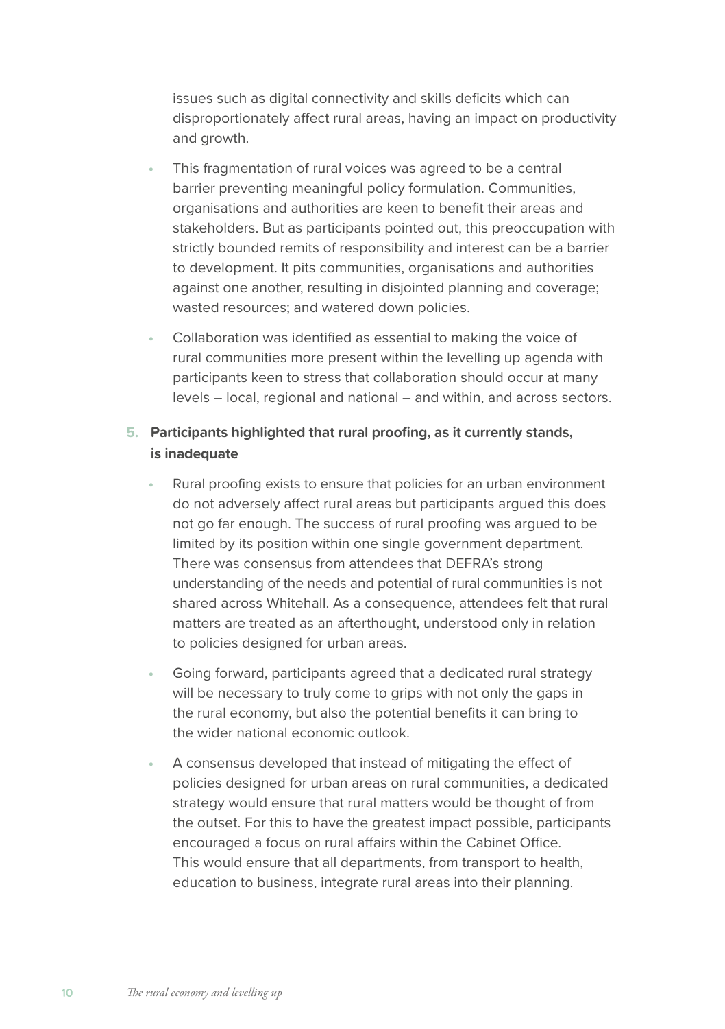issues such as digital connectivity and skills deficits which can disproportionately affect rural areas, having an impact on productivity and growth.

- This fragmentation of rural voices was agreed to be a central barrier preventing meaningful policy formulation. Communities, organisations and authorities are keen to benefit their areas and stakeholders. But as participants pointed out, this preoccupation with strictly bounded remits of responsibility and interest can be a barrier to development. It pits communities, organisations and authorities against one another, resulting in disjointed planning and coverage; wasted resources; and watered down policies.
- Collaboration was identified as essential to making the voice of rural communities more present within the levelling up agenda with participants keen to stress that collaboration should occur at many levels – local, regional and national – and within, and across sectors.

5. **Participants highlighted that rural proofing, as it currently stands, is inadequate**
   - Rural proofing exists to ensure that policies for an urban environment do not adversely affect rural areas but participants argued this does not go far enough. The success of rural proofing was argued to be limited by its position within one single government department. There was consensus from attendees that DEFRA's strong understanding of the needs and potential of rural communities is not shared across Whitehall. As a consequence, attendees felt that rural matters are treated as an afterthought, understood only in relation to policies designed for urban areas.
   - Going forward, participants agreed that a dedicated rural strategy will be necessary to truly come to grips with not only the gaps in the rural economy, but also the potential benefits it can bring to the wider national economic outlook.
   - A consensus developed that instead of mitigating the effect of policies designed for urban areas on rural communities, a dedicated strategy would ensure that rural matters would be thought of from the outset. For this to have the greatest impact possible, participants encouraged a focus on rural affairs within the Cabinet Office. This would ensure that all departments, from transport to health, education to business, integrate rural areas into their planning.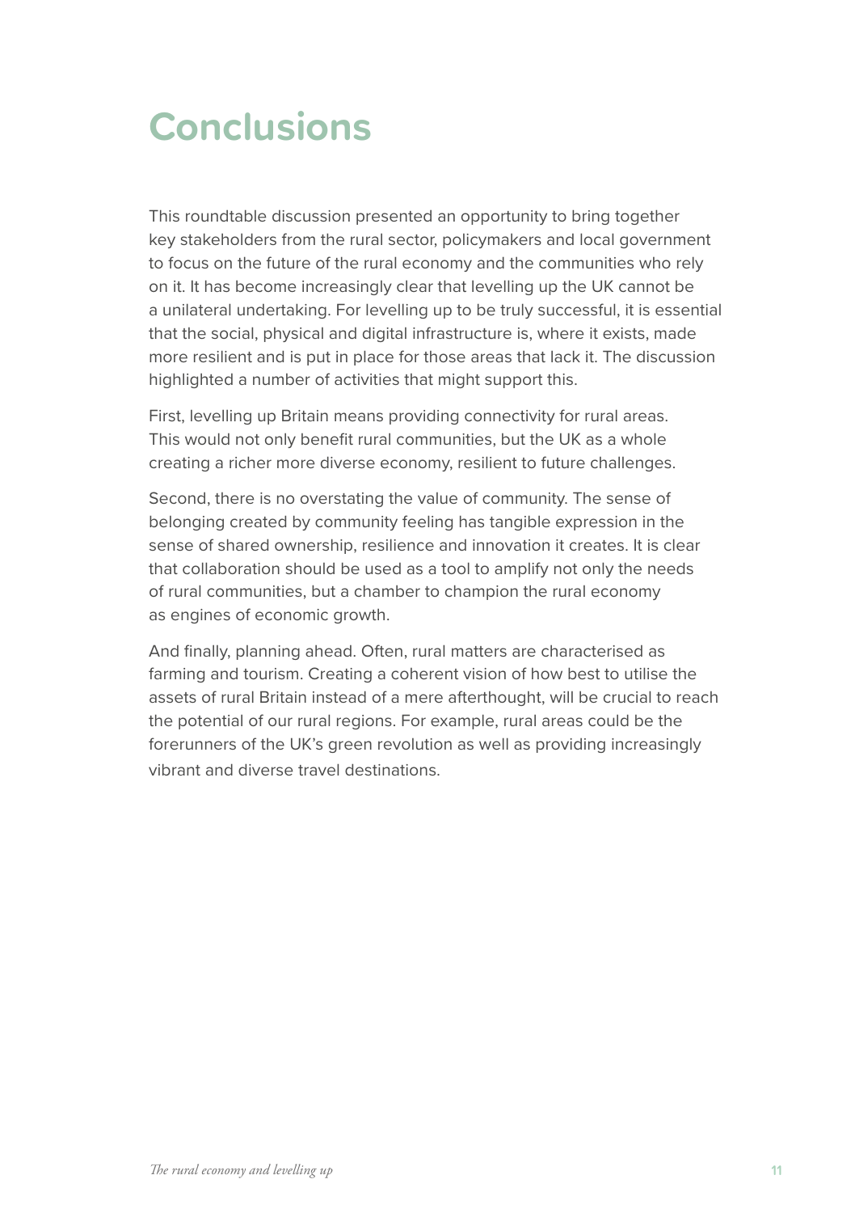# Conclusions

This roundtable discussion presented an opportunity to bring together key stakeholders from the rural sector, policymakers and local government to focus on the future of the rural economy and the communities who rely on it. It has become increasingly clear that levelling up the UK cannot be a unilateral undertaking. For levelling up to be truly successful, it is essential that the social, physical and digital infrastructure is, where it exists, made more resilient and is put in place for those areas that lack it. The discussion highlighted a number of activities that might support this.

First, levelling up Britain means providing connectivity for rural areas. This would not only benefit rural communities, but the UK as a whole creating a richer more diverse economy, resilient to future challenges.

Second, there is no overstating the value of community. The sense of belonging created by community feeling has tangible expression in the sense of shared ownership, resilience and innovation it creates. It is clear that collaboration should be used as a tool to amplify not only the needs of rural communities, but a chamber to champion the rural economy as engines of economic growth.

And finally, planning ahead. Often, rural matters are characterised as farming and tourism. Creating a coherent vision of how best to utilise the assets of rural Britain instead of a mere afterthought, will be crucial to reach the potential of our rural regions. For example, rural areas could be the forerunners of the UK's green revolution as well as providing increasingly vibrant and diverse travel destinations.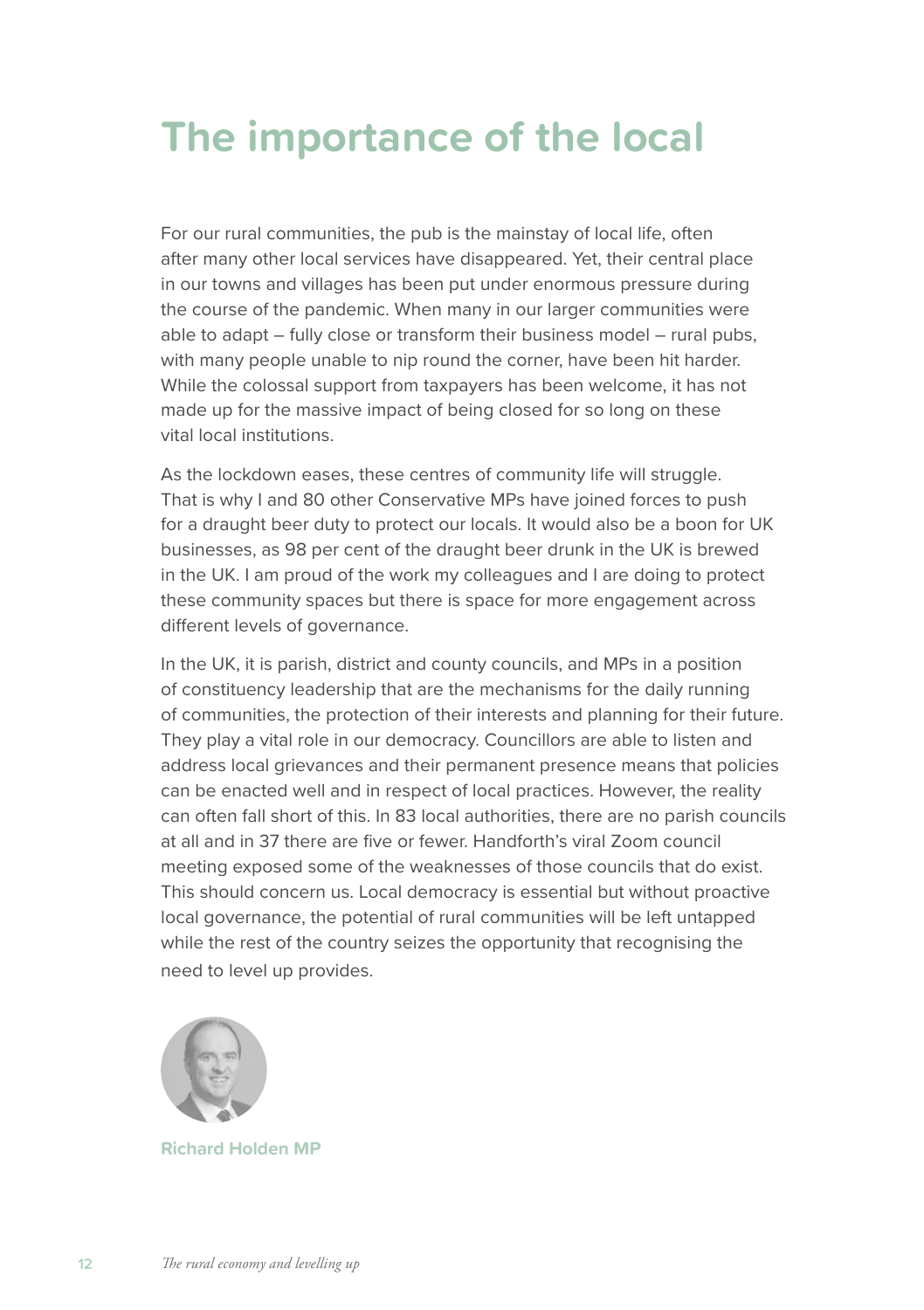# The importance of the local

For our rural communities, the pub is the mainstay of local life, often after many other local services have disappeared. Yet, their central place in our towns and villages has been put under enormous pressure during the course of the pandemic. When many in our larger communities were able to adapt – fully close or transform their business model – rural pubs, with many people unable to nip round the corner, have been hit harder. While the colossal support from taxpayers has been welcome, it has not made up for the massive impact of being closed for so long on these vital local institutions.

As the lockdown eases, these centres of community life will struggle. That is why I and 80 other Conservative MPs have joined forces to push for a draught beer duty to protect our locals. It would also be a boon for UK businesses, as 98 per cent of the draught beer drunk in the UK is brewed in the UK. I am proud of the work my colleagues and I are doing to protect these community spaces but there is space for more engagement across different levels of governance.

In the UK, it is parish, district and county councils, and MPs in a position of constituency leadership that are the mechanisms for the daily running of communities, the protection of their interests and planning for their future. They play a vital role in our democracy. Councillors are able to listen and address local grievances and their permanent presence means that policies can be enacted well and in respect of local practices. However, the reality can often fall short of this. In 83 local authorities, there are no parish councils at all and in 37 there are five or fewer. Handforth's viral Zoom council meeting exposed some of the weaknesses of those councils that do exist. This should concern us. Local democracy is essential but without proactive local governance, the potential of rural communities will be left untapped while the rest of the country seizes the opportunity that recognising the need to level up provides.

**Richard Holden MP**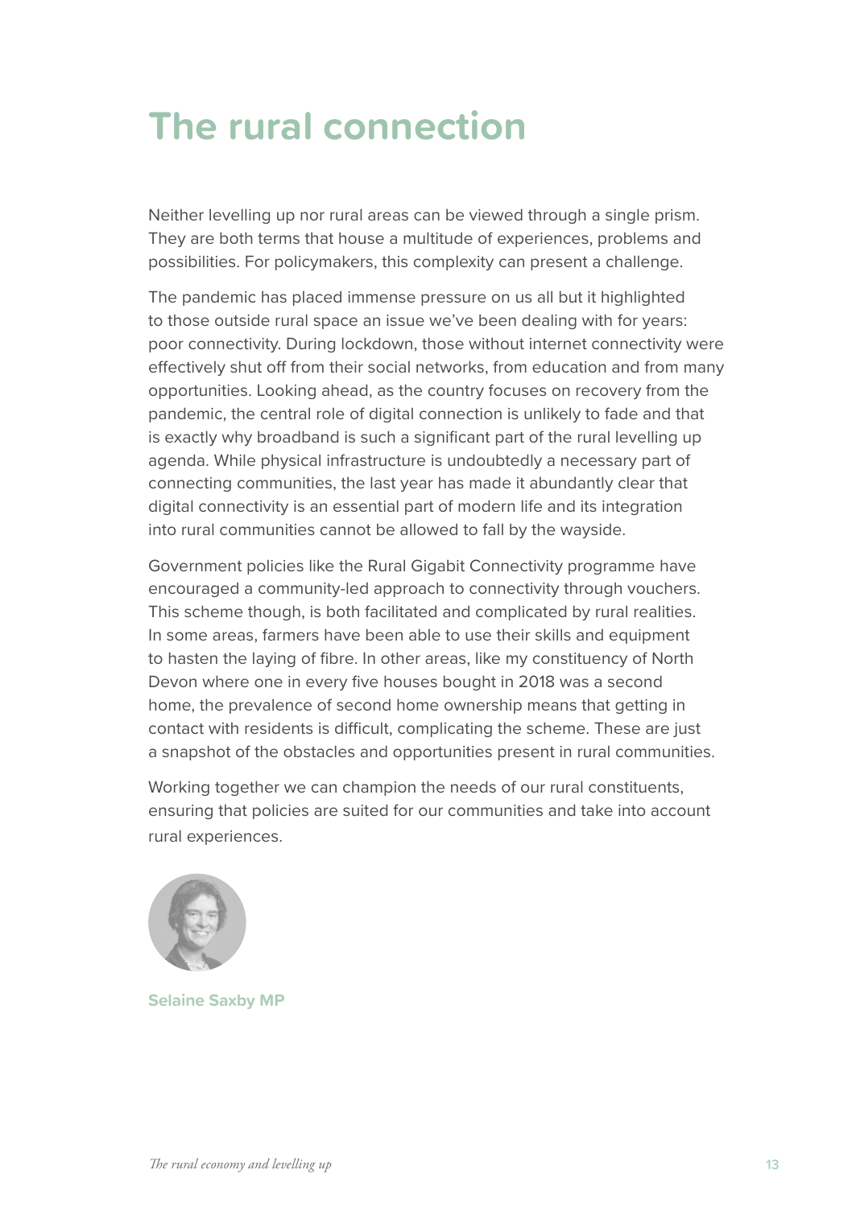# The rural connection

Neither levelling up nor rural areas can be viewed through a single prism. They are both terms that house a multitude of experiences, problems and possibilities. For policymakers, this complexity can present a challenge.

The pandemic has placed immense pressure on us all but it highlighted to those outside rural space an issue we've been dealing with for years: poor connectivity. During lockdown, those without internet connectivity were effectively shut off from their social networks, from education and from many opportunities. Looking ahead, as the country focuses on recovery from the pandemic, the central role of digital connection is unlikely to fade and that is exactly why broadband is such a significant part of the rural levelling up agenda. While physical infrastructure is undoubtedly a necessary part of connecting communities, the last year has made it abundantly clear that digital connectivity is an essential part of modern life and its integration into rural communities cannot be allowed to fall by the wayside.

Government policies like the Rural Gigabit Connectivity programme have encouraged a community-led approach to connectivity through vouchers. This scheme though, is both facilitated and complicated by rural realities. In some areas, farmers have been able to use their skills and equipment to hasten the laying of fibre. In other areas, like my constituency of North Devon where one in every five houses bought in 2018 was a second home, the prevalence of second home ownership means that getting in contact with residents is difficult, complicating the scheme. These are just a snapshot of the obstacles and opportunities present in rural communities.

Working together we can champion the needs of our rural constituents, ensuring that policies are suited for our communities and take into account rural experiences.

**Selaine Saxby MP**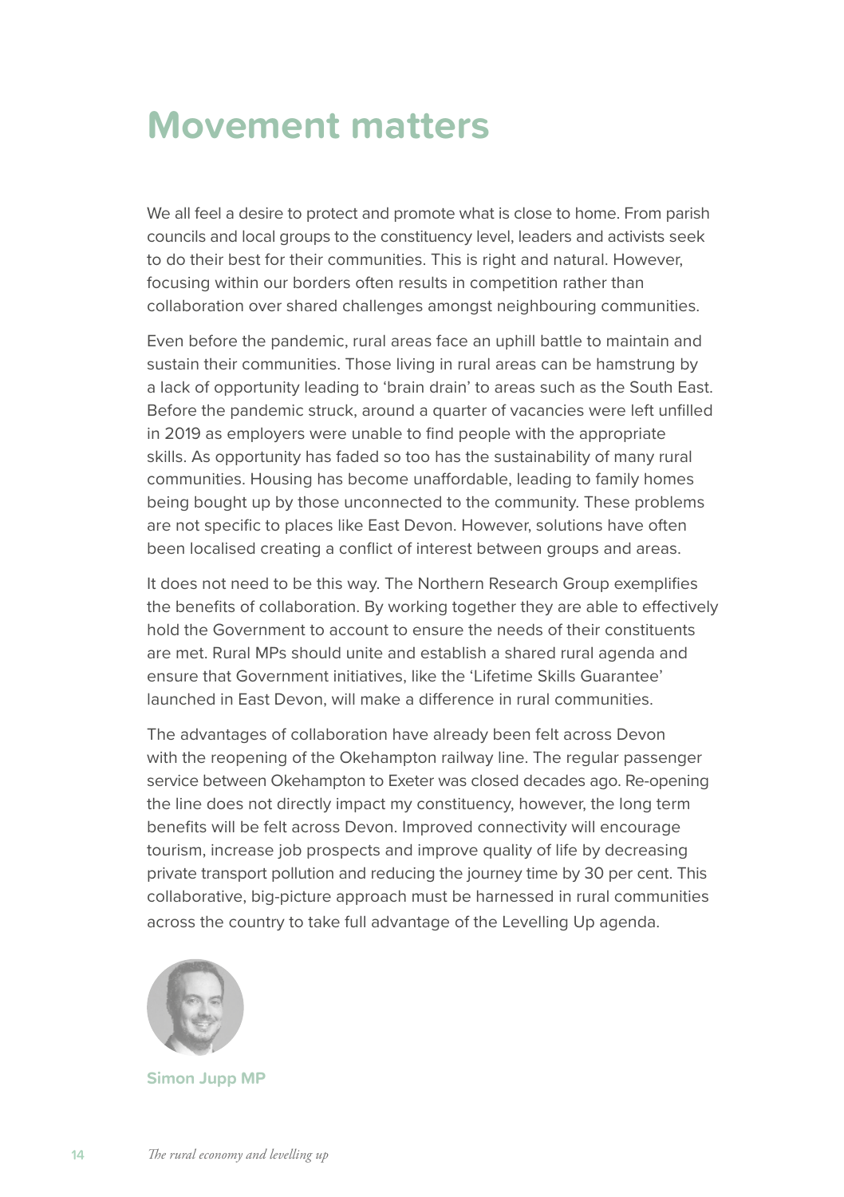# Movement matters

We all feel a desire to protect and promote what is close to home. From parish councils and local groups to the constituency level, leaders and activists seek to do their best for their communities. This is right and natural. However, focusing within our borders often results in competition rather than collaboration over shared challenges amongst neighbouring communities.

Even before the pandemic, rural areas face an uphill battle to maintain and sustain their communities. Those living in rural areas can be hamstrung by a lack of opportunity leading to 'brain drain' to areas such as the South East. Before the pandemic struck, around a quarter of vacancies were left unfilled in 2019 as employers were unable to find people with the appropriate skills. As opportunity has faded so too has the sustainability of many rural communities. Housing has become unaffordable, leading to family homes being bought up by those unconnected to the community. These problems are not specific to places like East Devon. However, solutions have often been localised creating a conflict of interest between groups and areas.

It does not need to be this way. The Northern Research Group exemplifies the benefits of collaboration. By working together they are able to effectively hold the Government to account to ensure the needs of their constituents are met. Rural MPs should unite and establish a shared rural agenda and ensure that Government initiatives, like the 'Lifetime Skills Guarantee' launched in East Devon, will make a difference in rural communities.

The advantages of collaboration have already been felt across Devon with the reopening of the Okehampton railway line. The regular passenger service between Okehampton to Exeter was closed decades ago. Re-opening the line does not directly impact my constituency, however, the long term benefits will be felt across Devon. Improved connectivity will encourage tourism, increase job prospects and improve quality of life by decreasing private transport pollution and reducing the journey time by 30 per cent. This collaborative, big-picture approach must be harnessed in rural communities across the country to take full advantage of the Levelling Up agenda.

**Simon Jupp MP**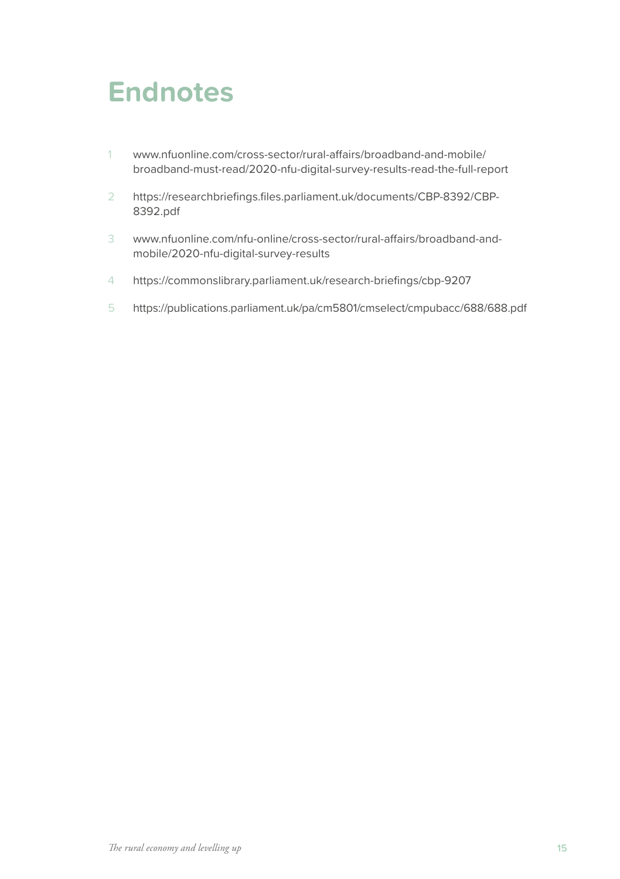# Endnotes

1. www.nfuonline.com/cross-sector/rural-affairs/broadband-and-mobile/broadband-must-read/2020-nfu-digital-survey-results-read-the-full-report
2. https://researchbriefings.files.parliament.uk/documents/CBP-8392/CBP-8392.pdf
3. www.nfuonline.com/nfu-online/cross-sector/rural-affairs/broadband-and-mobile/2020-nfu-digital-survey-results
4. https://commonslibrary.parliament.uk/research-briefings/cbp-9207
5. https://publications.parliament.uk/pa/cm5801/cmselect/cmpubacc/688/688.pdf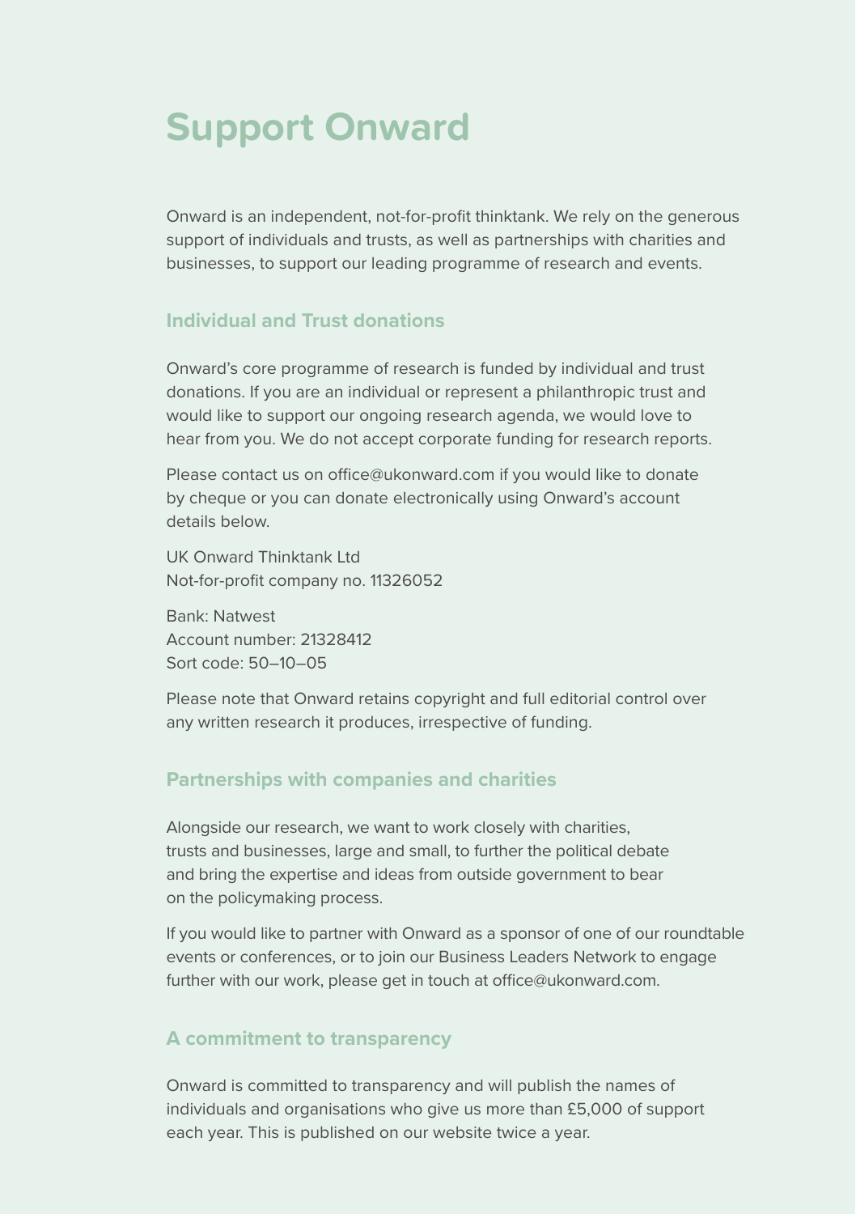# Support Onward

Onward is an independent, not-for-profit thinktank. We rely on the generous support of individuals and trusts, as well as partnerships with charities and businesses, to support our leading programme of research and events.

## Individual and Trust donations

Onward's core programme of research is funded by individual and trust donations. If you are an individual or represent a philanthropic trust and would like to support our ongoing research agenda, we would love to hear from you. We do not accept corporate funding for research reports.

Please contact us on office@ukonward.com if you would like to donate by cheque or you can donate electronically using Onward's account details below.

UK Onward Thinktank Ltd
Not-for-profit company no. 11326052

Bank: Natwest
Account number: 21328412
Sort code: 50–10–05

Please note that Onward retains copyright and full editorial control over any written research it produces, irrespective of funding.

## Partnerships with companies and charities

Alongside our research, we want to work closely with charities, trusts and businesses, large and small, to further the political debate and bring the expertise and ideas from outside government to bear on the policymaking process.

If you would like to partner with Onward as a sponsor of one of our roundtable events or conferences, or to join our Business Leaders Network to engage further with our work, please get in touch at office@ukonward.com.

## A commitment to transparency

Onward is committed to transparency and will publish the names of individuals and organisations who give us more than £5,000 of support each year. This is published on our website twice a year.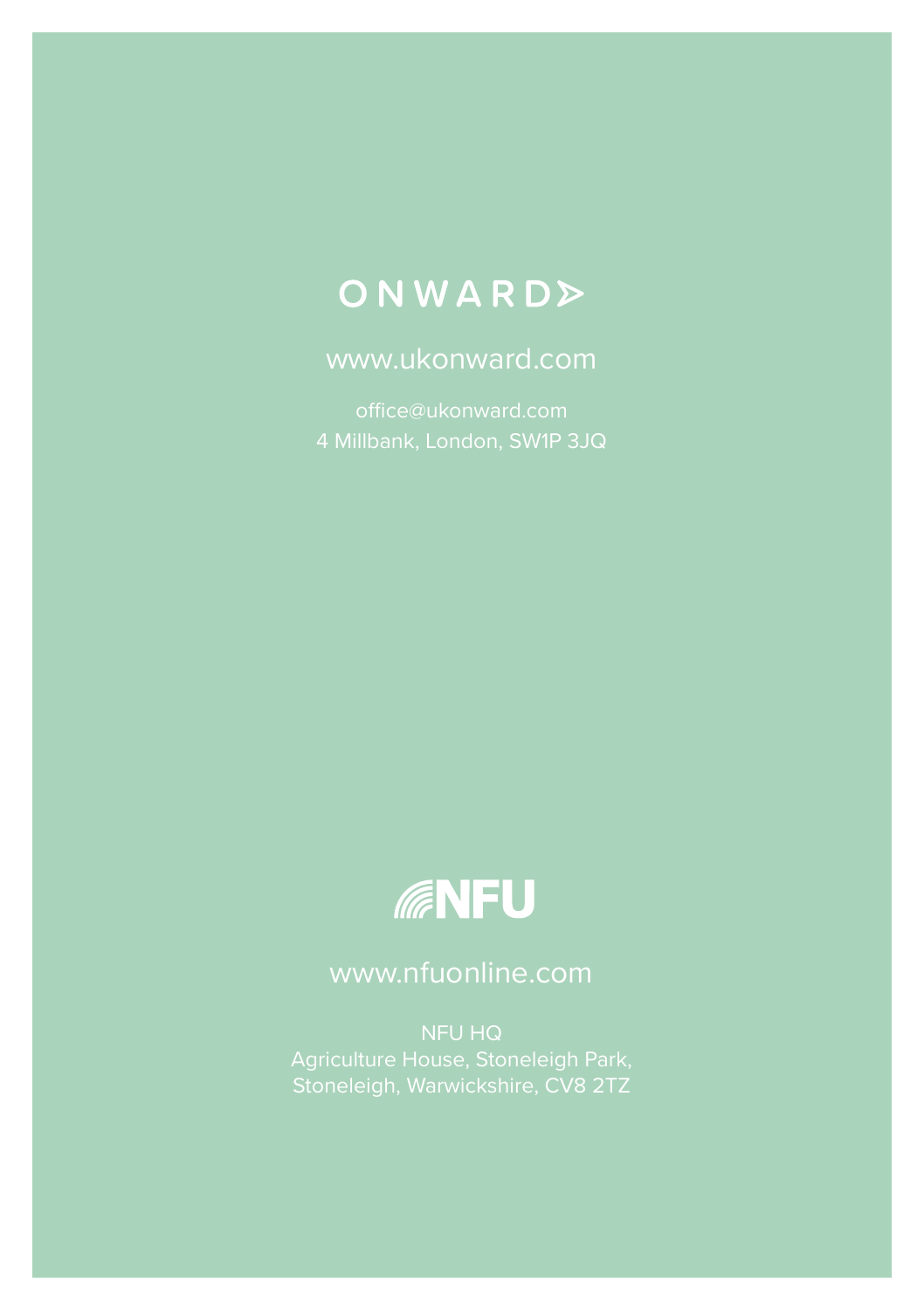ONWARD

www.ukonward.com

office@ukonward.com
4 Millbank, London, SW1P 3JQ

NFU

www.nfuonline.com

NFU HQ
Agriculture House, Stoneleigh Park,
Stoneleigh, Warwickshire, CV8 2TZ